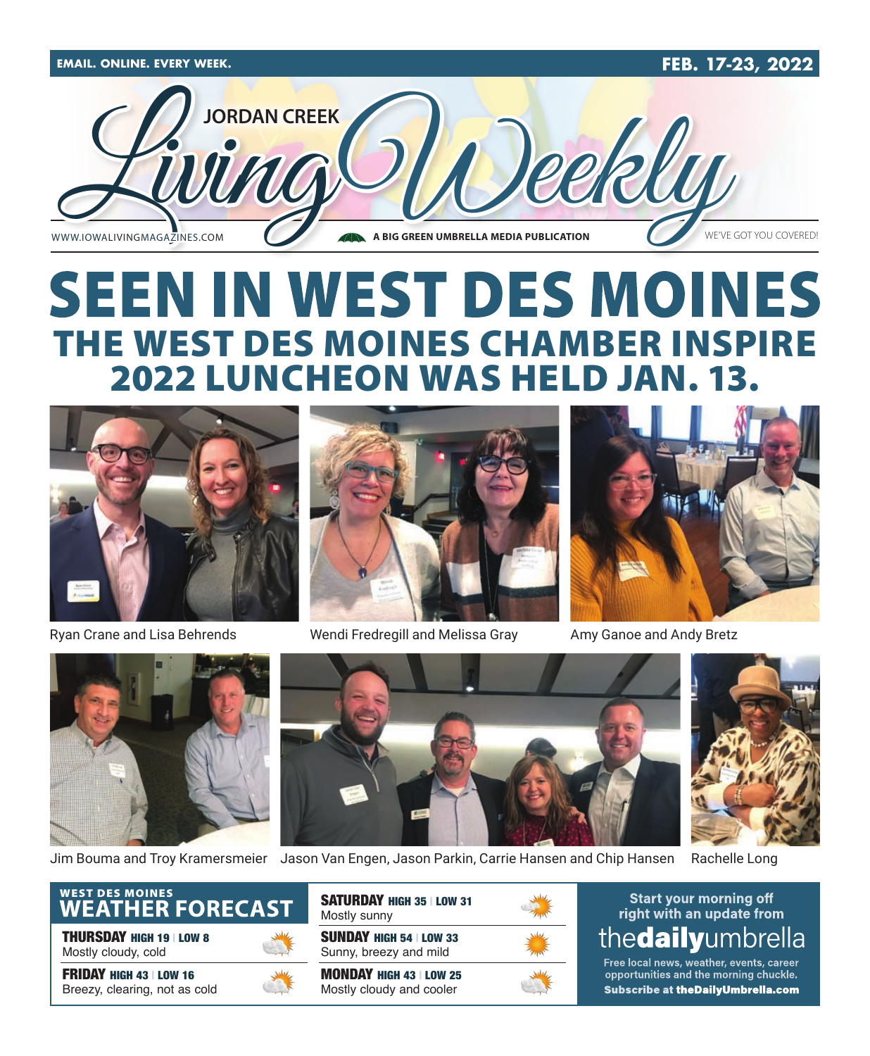EMAIL. ONLINE. EVERY WEEK. FEB. 17-23, 2022

# JORDAN CREEK Living Weekly

WWW.IOWALIVINGMAGAZINES.COM — A BIG GREEN UMBRELLA MEDIA PUBLICATION — WE'VE GOT YOU COVERED!

# SEEN IN WEST DES MOINES

## THE WEST DES MOINES CHAMBER INSPIRE 2022 LUNCHEON WAS HELD JAN. 13.

Ryan Crane and Lisa Behrends

Wendi Fredregill and Melissa Gray

Amy Ganoe and Andy Bretz

Jim Bouma and Troy Kramersmeier

Jason Van Engen, Jason Parkin, Carrie Hansen and Chip Hansen

Rachelle Long

## WEST DES MOINES WEATHER FORECAST

**THURSDAY** HIGH 19 | LOW 8
Mostly cloudy, cold

**FRIDAY** HIGH 43 | LOW 16
Breezy, clearing, not as cold

**SATURDAY** HIGH 35 | LOW 31
Mostly sunny

**SUNDAY** HIGH 54 | LOW 33
Sunny, breezy and mild

**MONDAY** HIGH 43 | LOW 25
Mostly cloudy and cooler

Start your morning off right with an update from **thedailyumbrella**

Free local news, weather, events, career opportunities and the morning chuckle.

**Subscribe at theDailyUmbrella.com**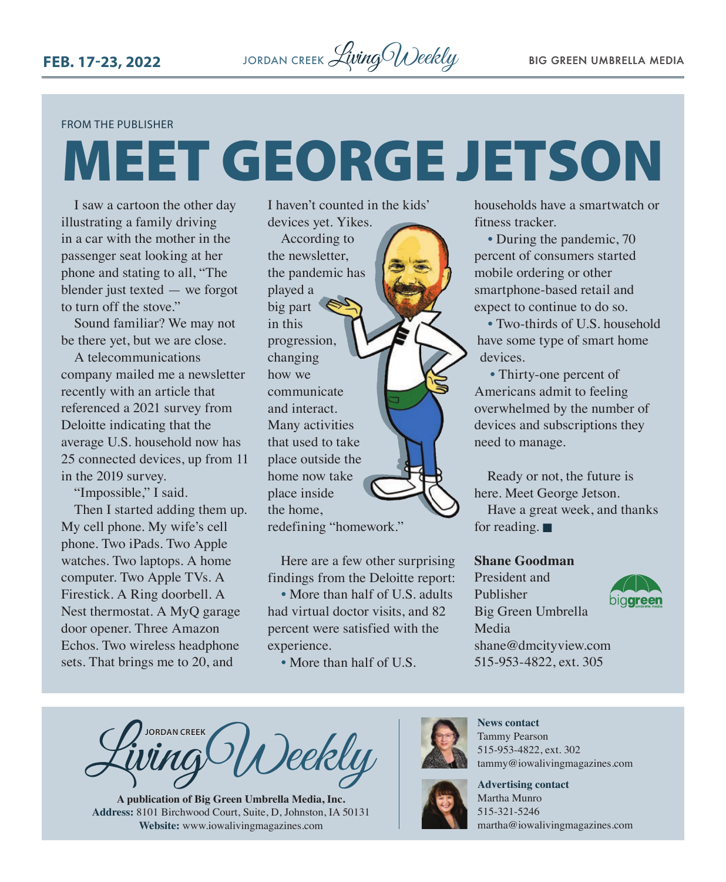FROM THE PUBLISHER

# MEET GEORGE JETSON

I saw a cartoon the other day illustrating a family driving in a car with the mother in the passenger seat looking at her phone and stating to all, "The blender just texted — we forgot to turn off the stove."

Sound familiar? We may not be there yet, but we are close.

A telecommunications company mailed me a newsletter recently with an article that referenced a 2021 survey from Deloitte indicating that the average U.S. household now has 25 connected devices, up from 11 in the 2019 survey.

"Impossible," I said.

Then I started adding them up. My cell phone. My wife's cell phone. Two iPads. Two Apple watches. Two laptops. A home computer. Two Apple TVs. A Firestick. A Ring doorbell. A Nest thermostat. A MyQ garage door opener. Three Amazon Echos. Two wireless headphone sets. That brings me to 20, and I haven't counted in the kids' devices yet. Yikes.

According to the newsletter, the pandemic has played a big part in this progression, changing how we communicate and interact. Many activities that used to take place outside the home now take place inside the home, redefining "homework."

Here are a few other surprising findings from the Deloitte report:

- More than half of U.S. adults had virtual doctor visits, and 82 percent were satisfied with the experience.
- More than half of U.S. households have a smartwatch or fitness tracker.
- During the pandemic, 70 percent of consumers started mobile ordering or other smartphone-based retail and expect to continue to do so.
- Two-thirds of U.S. household have some type of smart home devices.
- Thirty-one percent of Americans admit to feeling overwhelmed by the number of devices and subscriptions they need to manage.

Ready or not, the future is here. Meet George Jetson.

Have a great week, and thanks for reading. ■

**Shane Goodman**
President and Publisher
Big Green Umbrella Media
shane@dmcityview.com
515-953-4822, ext. 305

---

JORDAN CREEK Living Weekly

**A publication of Big Green Umbrella Media, Inc.**
**Address:** 8101 Birchwood Court, Suite, D, Johnston, IA 50131
**Website:** www.iowalivingmagazines.com

**News contact**
Tammy Pearson
515-953-4822, ext. 302
tammy@iowalivingmagazines.com

**Advertising contact**
Martha Munro
515-321-5246
martha@iowalivingmagazines.com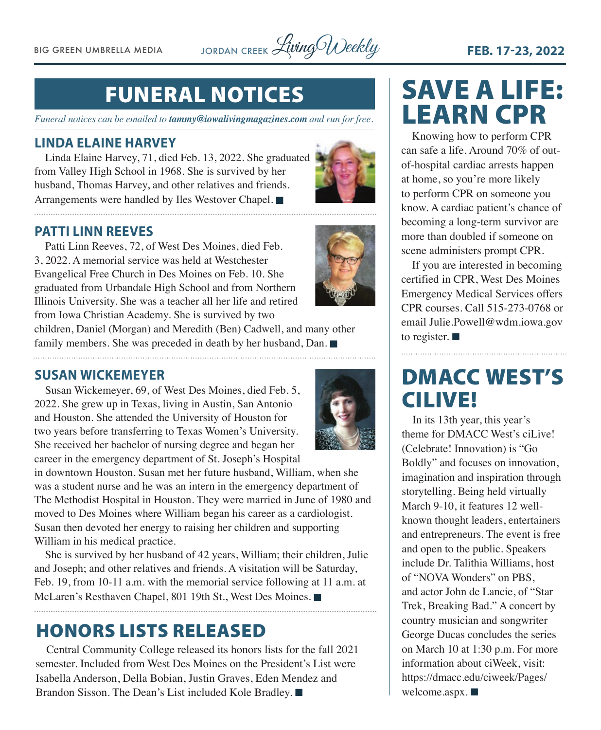# FUNERAL NOTICES

*Funeral notices can be emailed to **tammy@iowalivingmagazines.com** and run for free.*

## LINDA ELAINE HARVEY

Linda Elaine Harvey, 71, died Feb. 13, 2022. She graduated from Valley High School in 1968. She is survived by her husband, Thomas Harvey, and other relatives and friends. Arrangements were handled by Iles Westover Chapel. ■

## PATTI LINN REEVES

Patti Linn Reeves, 72, of West Des Moines, died Feb. 3, 2022. A memorial service was held at Westchester Evangelical Free Church in Des Moines on Feb. 10. She graduated from Urbandale High School and from Northern Illinois University. She was a teacher all her life and retired from Iowa Christian Academy. She is survived by two children, Daniel (Morgan) and Meredith (Ben) Cadwell, and many other family members. She was preceded in death by her husband, Dan. ■

## SUSAN WICKEMEYER

Susan Wickemeyer, 69, of West Des Moines, died Feb. 5, 2022. She grew up in Texas, living in Austin, San Antonio and Houston. She attended the University of Houston for two years before transferring to Texas Women's University. She received her bachelor of nursing degree and began her career in the emergency department of St. Joseph's Hospital in downtown Houston. Susan met her future husband, William, when she was a student nurse and he was an intern in the emergency department of The Methodist Hospital in Houston. They were married in June of 1980 and moved to Des Moines where William began his career as a cardiologist. Susan then devoted her energy to raising her children and supporting William in his medical practice.

She is survived by her husband of 42 years, William; their children, Julie and Joseph; and other relatives and friends. A visitation will be Saturday, Feb. 19, from 10-11 a.m. with the memorial service following at 11 a.m. at McLaren's Resthaven Chapel, 801 19th St., West Des Moines. ■

# HONORS LISTS RELEASED

Central Community College released its honors lists for the fall 2021 semester. Included from West Des Moines on the President's List were Isabella Anderson, Della Bobian, Justin Graves, Eden Mendez and Brandon Sisson. The Dean's List included Kole Bradley. ■

# SAVE A LIFE: LEARN CPR

Knowing how to perform CPR can safe a life. Around 70% of out-of-hospital cardiac arrests happen at home, so you're more likely to perform CPR on someone you know. A cardiac patient's chance of becoming a long-term survivor are more than doubled if someone on scene administers prompt CPR.

If you are interested in becoming certified in CPR, West Des Moines Emergency Medical Services offers CPR courses. Call 515-273-0768 or email Julie.Powell@wdm.iowa.gov to register. ■

# DMACC WEST'S CILIVE!

In its 13th year, this year's theme for DMACC West's ciLive! (Celebrate! Innovation) is "Go Boldly" and focuses on innovation, imagination and inspiration through storytelling. Being held virtually March 9-10, it features 12 well-known thought leaders, entertainers and entrepreneurs. The event is free and open to the public. Speakers include Dr. Talithia Williams, host of "NOVA Wonders" on PBS, and actor John de Lancie, of "Star Trek, Breaking Bad." A concert by country musician and songwriter George Ducas concludes the series on March 10 at 1:30 p.m. For more information about ciWeek, visit: https://dmacc.edu/ciweek/Pages/welcome.aspx. ■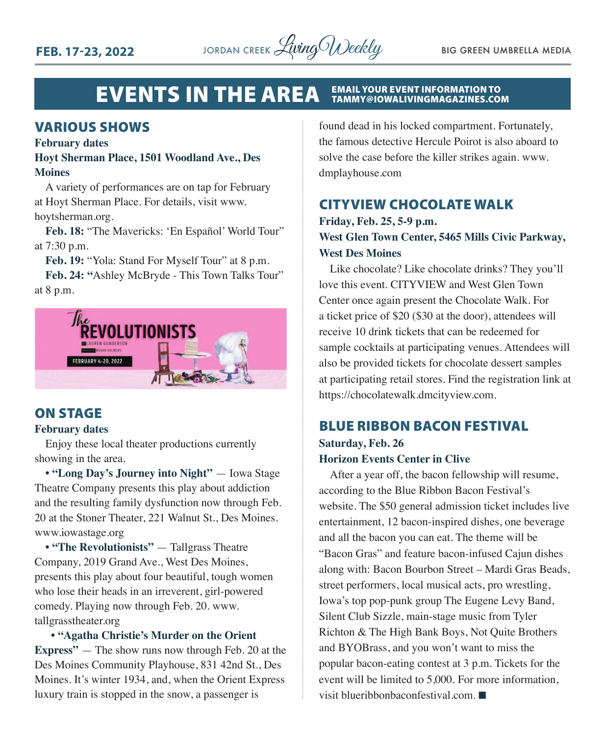# EVENTS IN THE AREA

EMAIL YOUR EVENT INFORMATION TO TAMMY@IOWALIVINGMAGAZINES.COM

## VARIOUS SHOWS

**February dates**

**Hoyt Sherman Place, 1501 Woodland Ave., Des Moines**

A variety of performances are on tap for February at Hoyt Sherman Place. For details, visit www.hoytsherman.org.

**Feb. 18:** "The Mavericks: 'En Español' World Tour" at 7:30 p.m.

**Feb. 19:** "Yola: Stand For Myself Tour" at 8 p.m.

**Feb. 24: "**Ashley McBryde - This Town Talks Tour" at 8 p.m.

## ON STAGE

**February dates**

Enjoy these local theater productions currently showing in the area.

• **"Long Day's Journey into Night"** — Iowa Stage Theatre Company presents this play about addiction and the resulting family dysfunction now through Feb. 20 at the Stoner Theater, 221 Walnut St., Des Moines. www.iowastage.org

• **"The Revolutionists"** — Tallgrass Theatre Company, 2019 Grand Ave., West Des Moines, presents this play about four beautiful, tough women who lose their heads in an irreverent, girl-powered comedy. Playing now through Feb. 20. www.tallgrasstheater.org

• **"Agatha Christie's Murder on the Orient Express"** — The show runs now through Feb. 20 at the Des Moines Community Playhouse, 831 42nd St., Des Moines. It's winter 1934, and, when the Orient Express luxury train is stopped in the snow, a passenger is found dead in his locked compartment. Fortunately, the famous detective Hercule Poirot is also aboard to solve the case before the killer strikes again. www.dmplayhouse.com

## CITYVIEW CHOCOLATE WALK

**Friday, Feb. 25, 5-9 p.m.**

**West Glen Town Center, 5465 Mills Civic Parkway, West Des Moines**

Like chocolate? Like chocolate drinks? They you'll love this event. CITYVIEW and West Glen Town Center once again present the Chocolate Walk. For a ticket price of $20 ($30 at the door), attendees will receive 10 drink tickets that can be redeemed for sample cocktails at participating venues. Attendees will also be provided tickets for chocolate dessert samples at participating retail stores. Find the registration link at https://chocolatewalk.dmcityview.com.

## BLUE RIBBON BACON FESTIVAL

**Saturday, Feb. 26**

**Horizon Events Center in Clive**

After a year off, the bacon fellowship will resume, according to the Blue Ribbon Bacon Festival's website. The $50 general admission ticket includes live entertainment, 12 bacon-inspired dishes, one beverage and all the bacon you can eat. The theme will be "Bacon Gras" and feature bacon-infused Cajun dishes along with: Bacon Bourbon Street – Mardi Gras Beads, street performers, local musical acts, pro wrestling, Iowa's top pop-punk group The Eugene Levy Band, Silent Club Sizzle, main-stage music from Tyler Richton & The High Bank Boys, Not Quite Brothers and BYOBrass, and you won't want to miss the popular bacon-eating contest at 3 p.m. Tickets for the event will be limited to 5,000. For more information, visit blueribbonbaconfestival.com. ■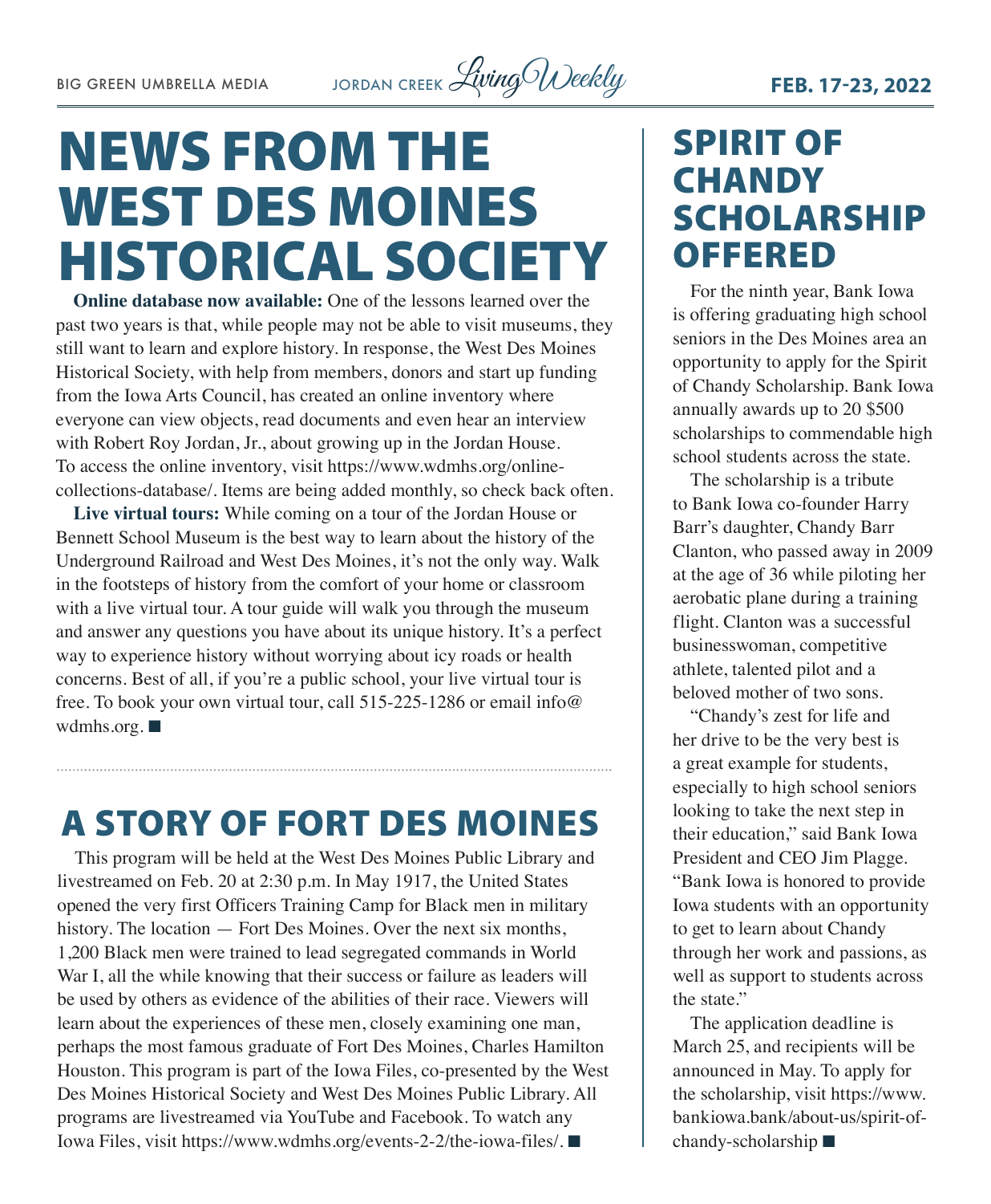# NEWS FROM THE WEST DES MOINES HISTORICAL SOCIETY

**Online database now available:** One of the lessons learned over the past two years is that, while people may not be able to visit museums, they still want to learn and explore history. In response, the West Des Moines Historical Society, with help from members, donors and start up funding from the Iowa Arts Council, has created an online inventory where everyone can view objects, read documents and even hear an interview with Robert Roy Jordan, Jr., about growing up in the Jordan House. To access the online inventory, visit https://www.wdmhs.org/online-collections-database/. Items are being added monthly, so check back often.

**Live virtual tours:** While coming on a tour of the Jordan House or Bennett School Museum is the best way to learn about the history of the Underground Railroad and West Des Moines, it's not the only way. Walk in the footsteps of history from the comfort of your home or classroom with a live virtual tour. A tour guide will walk you through the museum and answer any questions you have about its unique history. It's a perfect way to experience history without worrying about icy roads or health concerns. Best of all, if you're a public school, your live virtual tour is free. To book your own virtual tour, call 515-225-1286 or email info@wdmhs.org. ■

# A STORY OF FORT DES MOINES

This program will be held at the West Des Moines Public Library and livestreamed on Feb. 20 at 2:30 p.m. In May 1917, the United States opened the very first Officers Training Camp for Black men in military history. The location — Fort Des Moines. Over the next six months, 1,200 Black men were trained to lead segregated commands in World War I, all the while knowing that their success or failure as leaders will be used by others as evidence of the abilities of their race. Viewers will learn about the experiences of these men, closely examining one man, perhaps the most famous graduate of Fort Des Moines, Charles Hamilton Houston. This program is part of the Iowa Files, co-presented by the West Des Moines Historical Society and West Des Moines Public Library. All programs are livestreamed via YouTube and Facebook. To watch any Iowa Files, visit https://www.wdmhs.org/events-2-2/the-iowa-files/. ■

# SPIRIT OF CHANDY SCHOLARSHIP OFFERED

For the ninth year, Bank Iowa is offering graduating high school seniors in the Des Moines area an opportunity to apply for the Spirit of Chandy Scholarship. Bank Iowa annually awards up to 20 $500 scholarships to commendable high school students across the state.

The scholarship is a tribute to Bank Iowa co-founder Harry Barr's daughter, Chandy Barr Clanton, who passed away in 2009 at the age of 36 while piloting her aerobatic plane during a training flight. Clanton was a successful businesswoman, competitive athlete, talented pilot and a beloved mother of two sons.

"Chandy's zest for life and her drive to be the very best is a great example for students, especially to high school seniors looking to take the next step in their education," said Bank Iowa President and CEO Jim Plagge. "Bank Iowa is honored to provide Iowa students with an opportunity to get to learn about Chandy through her work and passions, as well as support to students across the state."

The application deadline is March 25, and recipients will be announced in May. To apply for the scholarship, visit https://www.bankiowa.bank/about-us/spirit-of-chandy-scholarship ■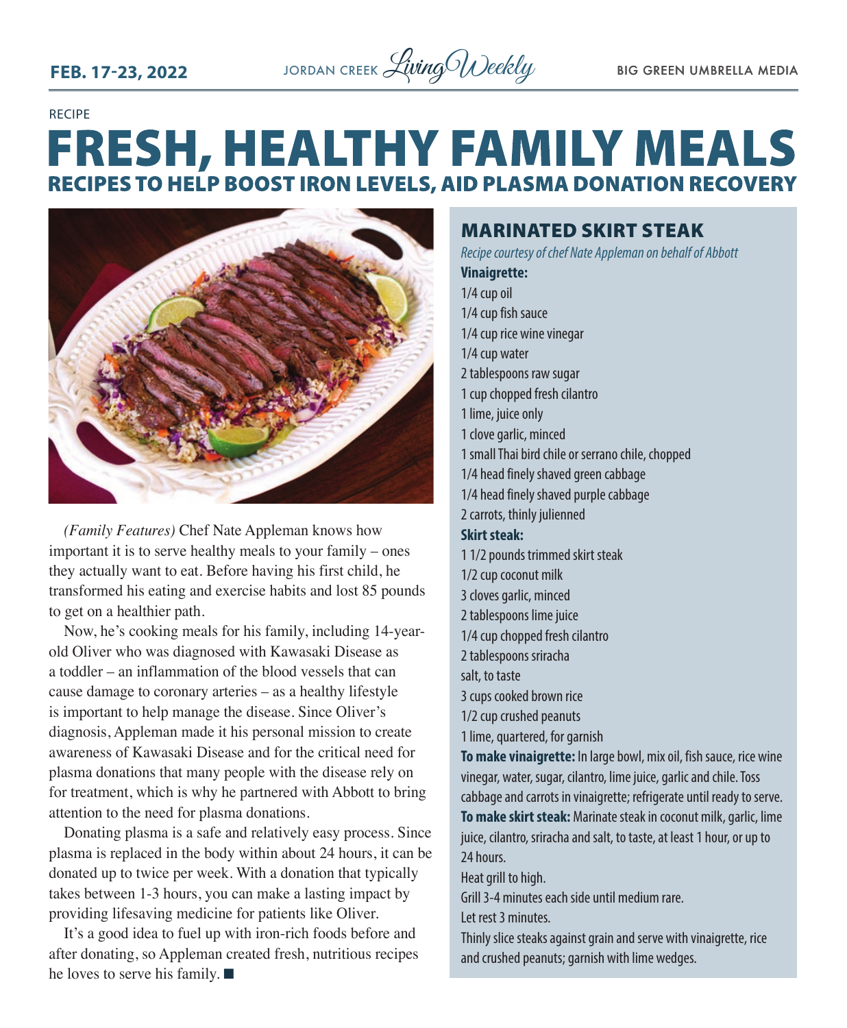RECIPE

# FRESH, HEALTHY FAMILY MEALS

## RECIPES TO HELP BOOST IRON LEVELS, AID PLASMA DONATION RECOVERY

*(Family Features)* Chef Nate Appleman knows how important it is to serve healthy meals to your family – ones they actually want to eat. Before having his first child, he transformed his eating and exercise habits and lost 85 pounds to get on a healthier path.

Now, he's cooking meals for his family, including 14-year-old Oliver who was diagnosed with Kawasaki Disease as a toddler – an inflammation of the blood vessels that can cause damage to coronary arteries – as a healthy lifestyle is important to help manage the disease. Since Oliver's diagnosis, Appleman made it his personal mission to create awareness of Kawasaki Disease and for the critical need for plasma donations that many people with the disease rely on for treatment, which is why he partnered with Abbott to bring attention to the need for plasma donations.

Donating plasma is a safe and relatively easy process. Since plasma is replaced in the body within about 24 hours, it can be donated up to twice per week. With a donation that typically takes between 1-3 hours, you can make a lasting impact by providing lifesaving medicine for patients like Oliver.

It's a good idea to fuel up with iron-rich foods before and after donating, so Appleman created fresh, nutritious recipes he loves to serve his family. ■

### MARINATED SKIRT STEAK

*Recipe courtesy of chef Nate Appleman on behalf of Abbott*

**Vinaigrette:**

1/4 cup oil
1/4 cup fish sauce
1/4 cup rice wine vinegar
1/4 cup water
2 tablespoons raw sugar
1 cup chopped fresh cilantro
1 lime, juice only
1 clove garlic, minced
1 small Thai bird chile or serrano chile, chopped
1/4 head finely shaved green cabbage
1/4 head finely shaved purple cabbage
2 carrots, thinly julienned

**Skirt steak:**

1 1/2 pounds trimmed skirt steak
1/2 cup coconut milk
3 cloves garlic, minced
2 tablespoons lime juice
1/4 cup chopped fresh cilantro
2 tablespoons sriracha
salt, to taste
3 cups cooked brown rice
1/2 cup crushed peanuts
1 lime, quartered, for garnish

**To make vinaigrette:** In large bowl, mix oil, fish sauce, rice wine vinegar, water, sugar, cilantro, lime juice, garlic and chile. Toss cabbage and carrots in vinaigrette; refrigerate until ready to serve.

**To make skirt steak:** Marinate steak in coconut milk, garlic, lime juice, cilantro, sriracha and salt, to taste, at least 1 hour, or up to 24 hours.

Heat grill to high.

Grill 3-4 minutes each side until medium rare.

Let rest 3 minutes.

Thinly slice steaks against grain and serve with vinaigrette, rice and crushed peanuts; garnish with lime wedges.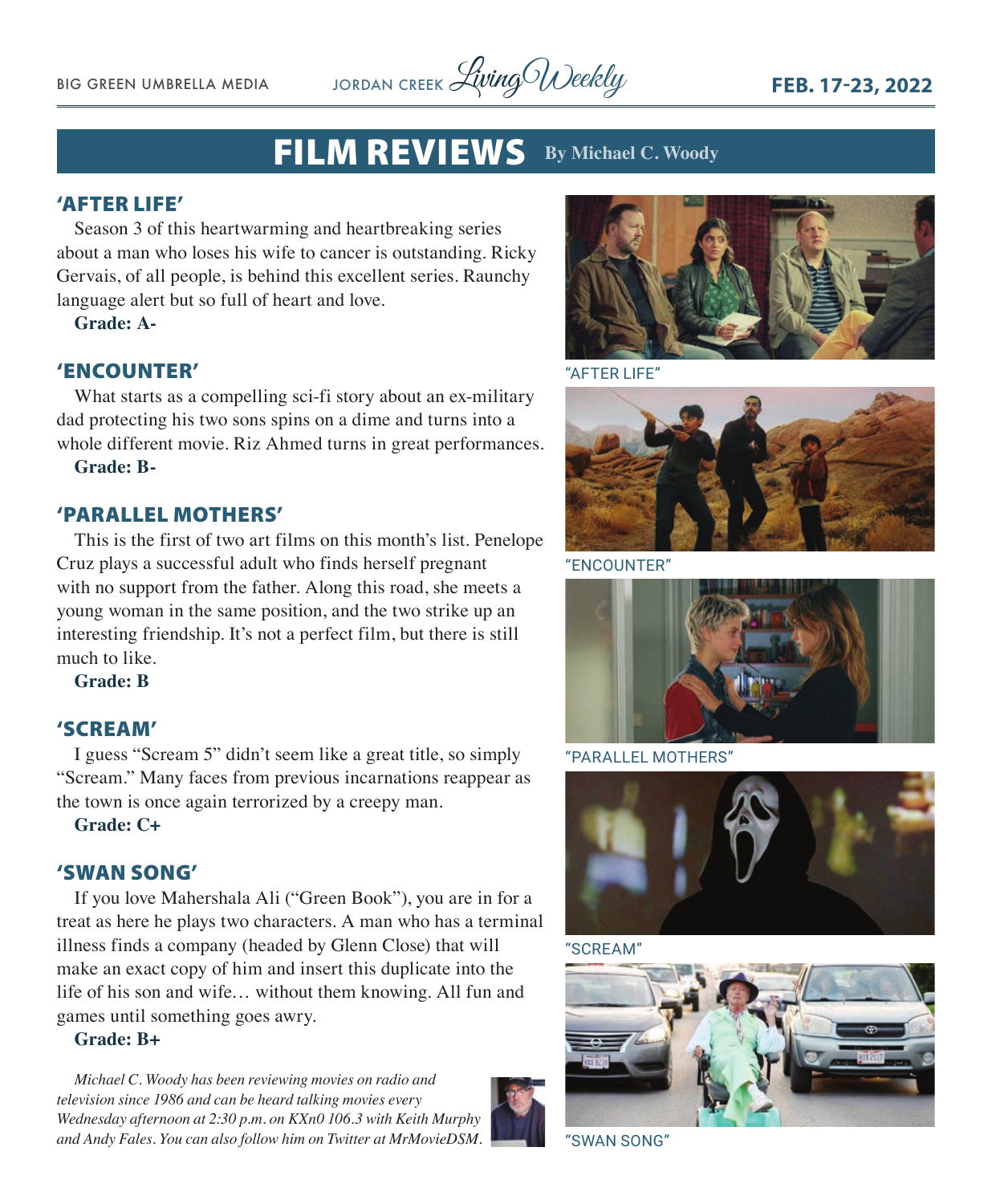# FILM REVIEWS

By Michael C. Woody

## 'AFTER LIFE'

Season 3 of this heartwarming and heartbreaking series about a man who loses his wife to cancer is outstanding. Ricky Gervais, of all people, is behind this excellent series. Raunchy language alert but so full of heart and love.

**Grade: A-**

## 'ENCOUNTER'

What starts as a compelling sci-fi story about an ex-military dad protecting his two sons spins on a dime and turns into a whole different movie. Riz Ahmed turns in great performances.

**Grade: B-**

## 'PARALLEL MOTHERS'

This is the first of two art films on this month's list. Penelope Cruz plays a successful adult who finds herself pregnant with no support from the father. Along this road, she meets a young woman in the same position, and the two strike up an interesting friendship. It's not a perfect film, but there is still much to like.

**Grade: B**

## 'SCREAM'

I guess "Scream 5" didn't seem like a great title, so simply "Scream." Many faces from previous incarnations reappear as the town is once again terrorized by a creepy man.

**Grade: C+**

## 'SWAN SONG'

If you love Mahershala Ali ("Green Book"), you are in for a treat as here he plays two characters. A man who has a terminal illness finds a company (headed by Glenn Close) that will make an exact copy of him and insert this duplicate into the life of his son and wife… without them knowing. All fun and games until something goes awry.

**Grade: B+**

*Michael C. Woody has been reviewing movies on radio and television since 1986 and can be heard talking movies every Wednesday afternoon at 2:30 p.m. on KXn0 106.3 with Keith Murphy and Andy Fales. You can also follow him on Twitter at MrMovieDSM.*

"AFTER LIFE"

"ENCOUNTER"

"PARALLEL MOTHERS"

"SCREAM"

"SWAN SONG"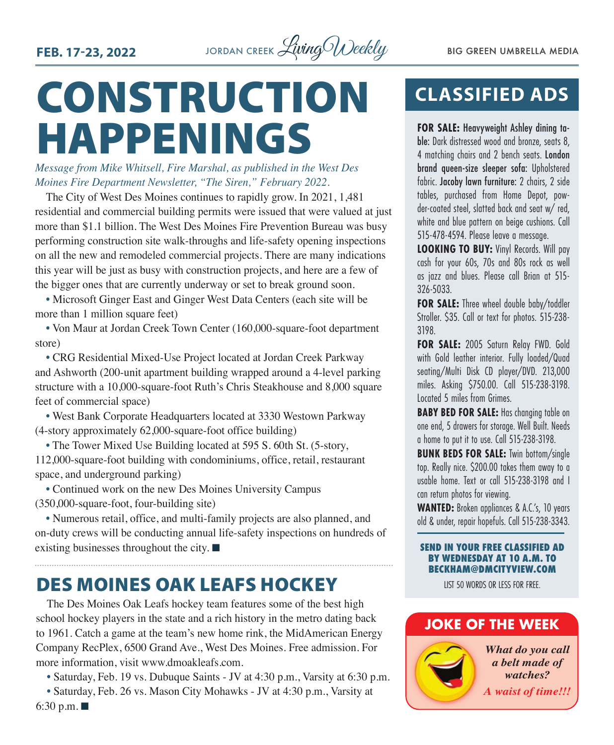# CONSTRUCTION HAPPENINGS

*Message from Mike Whitsell, Fire Marshal, as published in the West Des Moines Fire Department Newsletter, "The Siren," February 2022.*

The City of West Des Moines continues to rapidly grow. In 2021, 1,481 residential and commercial building permits were issued that were valued at just more than $1.1 billion. The West Des Moines Fire Prevention Bureau was busy performing construction site walk-throughs and life-safety opening inspections on all the new and remodeled commercial projects. There are many indications this year will be just as busy with construction projects, and here are a few of the bigger ones that are currently underway or set to break ground soon.

- Microsoft Ginger East and Ginger West Data Centers (each site will be more than 1 million square feet)
- Von Maur at Jordan Creek Town Center (160,000-square-foot department store)
- CRG Residential Mixed-Use Project located at Jordan Creek Parkway and Ashworth (200-unit apartment building wrapped around a 4-level parking structure with a 10,000-square-foot Ruth's Chris Steakhouse and 8,000 square feet of commercial space)
- West Bank Corporate Headquarters located at 3330 Westown Parkway (4-story approximately 62,000-square-foot office building)
- The Tower Mixed Use Building located at 595 S. 60th St. (5-story, 112,000-square-foot building with condominiums, office, retail, restaurant space, and underground parking)
- Continued work on the new Des Moines University Campus (350,000-square-foot, four-building site)
- Numerous retail, office, and multi-family projects are also planned, and on-duty crews will be conducting annual life-safety inspections on hundreds of existing businesses throughout the city. ■

## DES MOINES OAK LEAFS HOCKEY

The Des Moines Oak Leafs hockey team features some of the best high school hockey players in the state and a rich history in the metro dating back to 1961. Catch a game at the team's new home rink, the MidAmerican Energy Company RecPlex, 6500 Grand Ave., West Des Moines. Free admission. For more information, visit www.dmoakleafs.com.

- Saturday, Feb. 19 vs. Dubuque Saints - JV at 4:30 p.m., Varsity at 6:30 p.m.
- Saturday, Feb. 26 vs. Mason City Mohawks - JV at 4:30 p.m., Varsity at 6:30 p.m. ■

## CLASSIFIED ADS

**FOR SALE:** Heavyweight Ashley dining table: Dark distressed wood and bronze, seats 8, 4 matching chairs and 2 bench seats. London brand queen-size sleeper sofa: Upholstered fabric. Jacoby lawn furniture: 2 chairs, 2 side tables, purchased from Home Depot, powder-coated steel, slatted back and seat w/ red, white and blue pattern on beige cushions. Call 515-478-4594. Please leave a message.

**LOOKING TO BUY:** Vinyl Records. Will pay cash for your 60s, 70s and 80s rock as well as jazz and blues. Please call Brian at 515-326-5033.

**FOR SALE:** Three wheel double baby/toddler Stroller. $35. Call or text for photos. 515-238-3198.

**FOR SALE:** 2005 Saturn Relay FWD. Gold with Gold leather interior. Fully loaded/Quad seating/Multi Disk CD player/DVD. 213,000 miles. Asking $750.00. Call 515-238-3198. Located 5 miles from Grimes.

**BABY BED FOR SALE:** Has changing table on one end, 5 drawers for storage. Well Built. Needs a home to put it to use. Call 515-238-3198.

**BUNK BEDS FOR SALE:** Twin bottom/single top. Really nice. $200.00 takes them away to a usable home. Text or call 515-238-3198 and I can return photos for viewing.

**WANTED:** Broken appliances & A.C.'s, 10 years old & under, repair hopefuls. Call 515-238-3343.

**SEND IN YOUR FREE CLASSIFIED AD BY WEDNESDAY AT 10 A.M. TO BECKHAM@DMCITYVIEW.COM**

LIST 50 WORDS OR LESS FOR FREE.

## JOKE OF THE WEEK

*What do you call a belt made of watches?*

*A waist of time!!!*